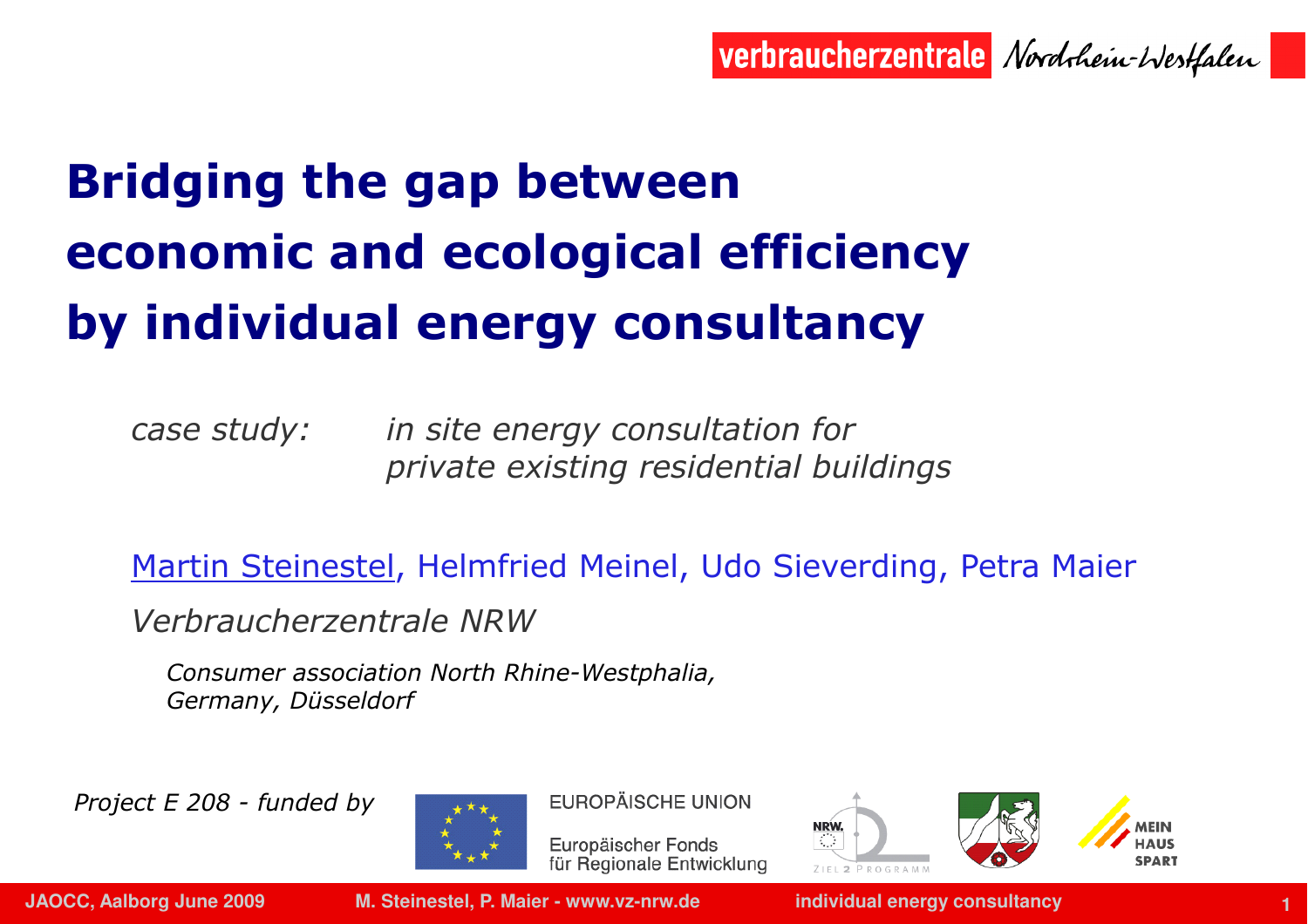verbraucherzentrale Nordrhein-Westfalen

# Bridging the gap between economic and ecological efficiency by individual energy consultancy

*case study: in site energy consultation for private existing residential buildings*

Martin Steinestel, Helmfried Meinel, Udo Sieverding, Petra Maier

*Verbraucherzentrale NRW*

*Consumer association North Rhine-Westphalia, Germany, Düsseldorf*

*Project E 208 - funded by*

EUROPÄISCHE UNION

Europäischer Fonds für Regionale Entwicklung

NRW. ZIEL 2 PROGRAMM

MEIN HAUS SPART

JAOCC, Aalborg June 2009 M. Steinestel, P. Maier - www.vz-nrw.de individual energy consultancy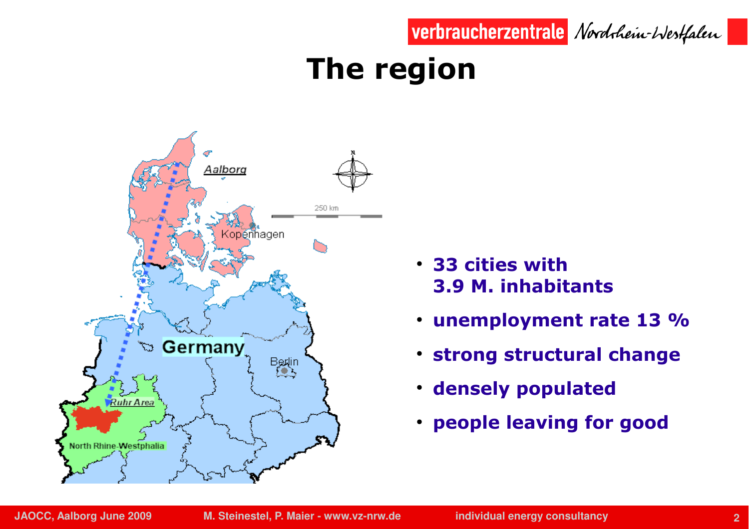# The region

- 33 cities with 3.9 M. inhabitants
- unemployment rate 13 %
- strong structural change
- densely populated
- people leaving for good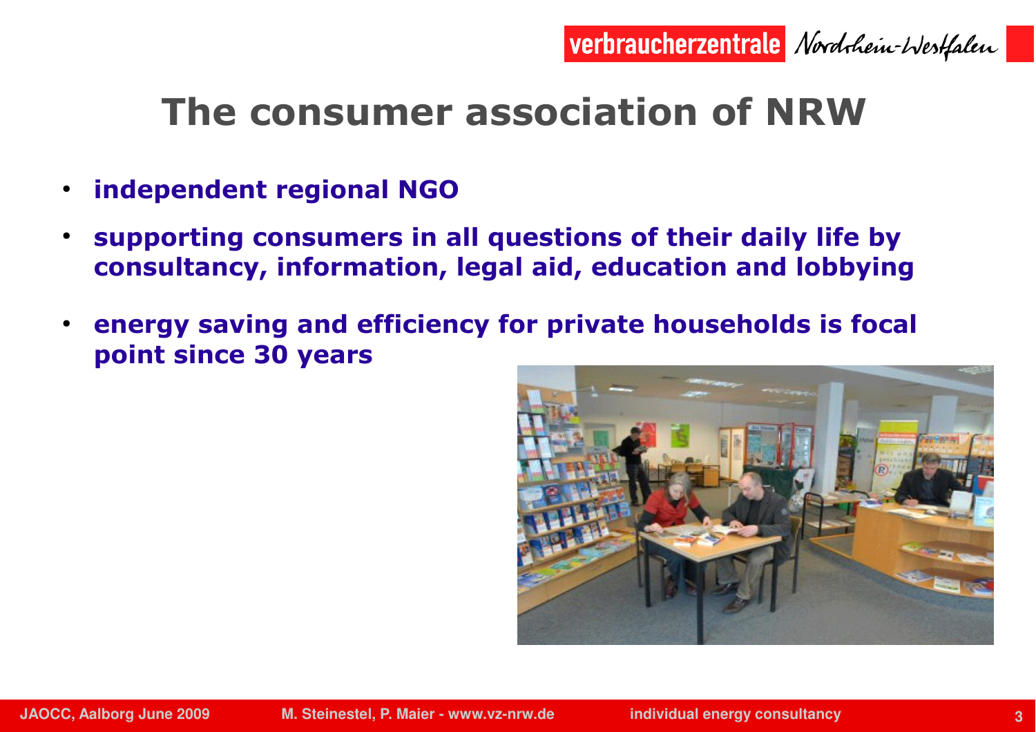# The consumer association of NRW

- **independent regional NGO**
- **supporting consumers in all questions of their daily life by consultancy, information, legal aid, education and lobbying**
- **energy saving and efficiency for private households is focal point since 30 years**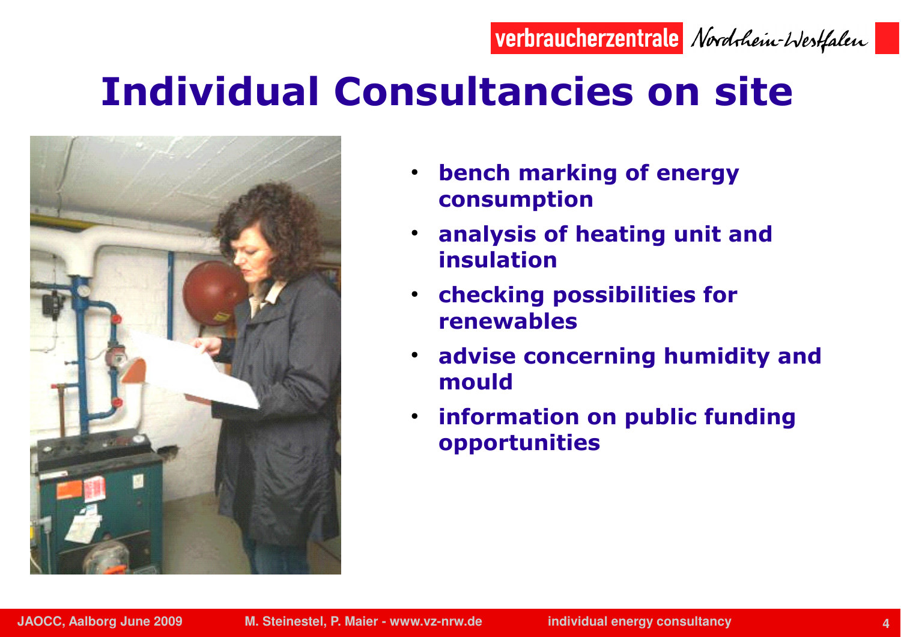# Individual Consultancies on site

- **bench marking of energy consumption**
- **analysis of heating unit and insulation**
- **checking possibilities for renewables**
- **advise concerning humidity and mould**
- **information on public funding opportunities**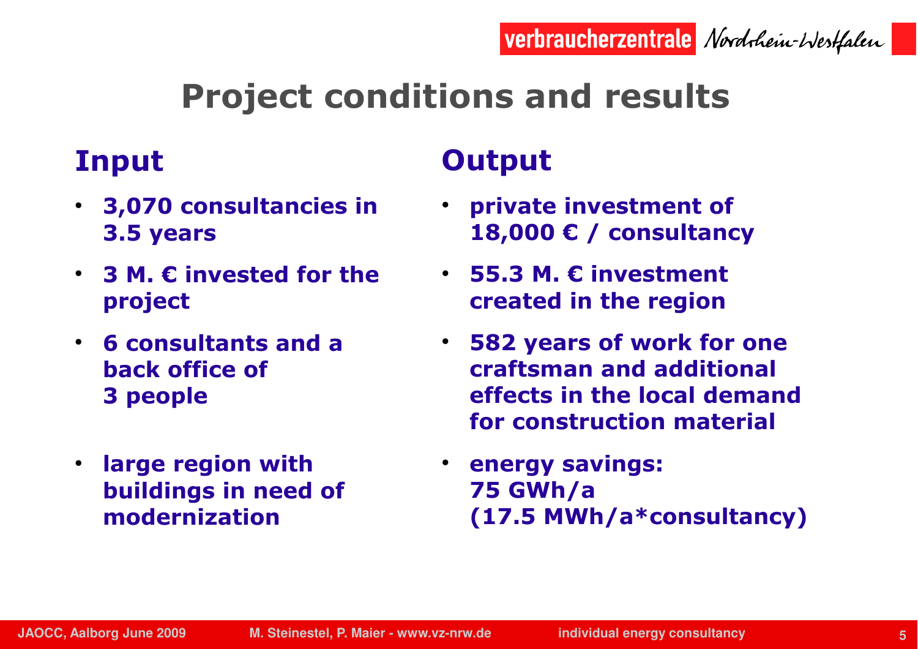# Project conditions and results

## Input

- **3,070 consultancies in 3.5 years**
- **3 M. € invested for the project**
- **6 consultants and a back office of 3 people**
- **large region with buildings in need of modernization**

## Output

- **private investment of 18,000 € / consultancy**
- **55.3 M. € investment created in the region**
- **582 years of work for one craftsman and additional effects in the local demand for construction material**
- **energy savings: 75 GWh/a (17.5 MWh/a*consultancy)**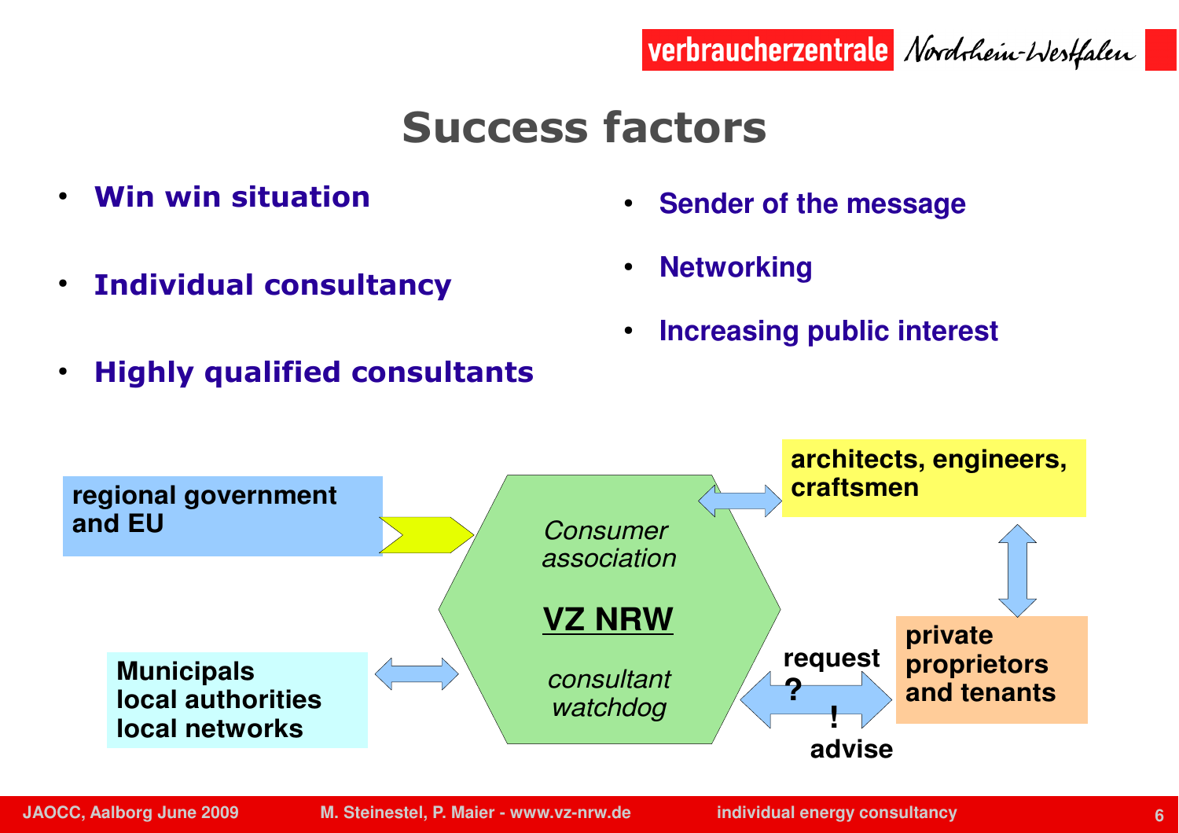# Success factors

- **Win win situation**
- **Individual consultancy**
- **Highly qualified consultants**
- **Sender of the message**
- **Networking**
- **Increasing public interest**

**regional government and EU**

*Consumer association*

**VZ NRW**

*consultant watchdog*

**architects, engineers, craftsmen**

**Municipals**
**local authorities**
**local networks**

**request**
**?**
**!**
**advise**

**private proprietors and tenants**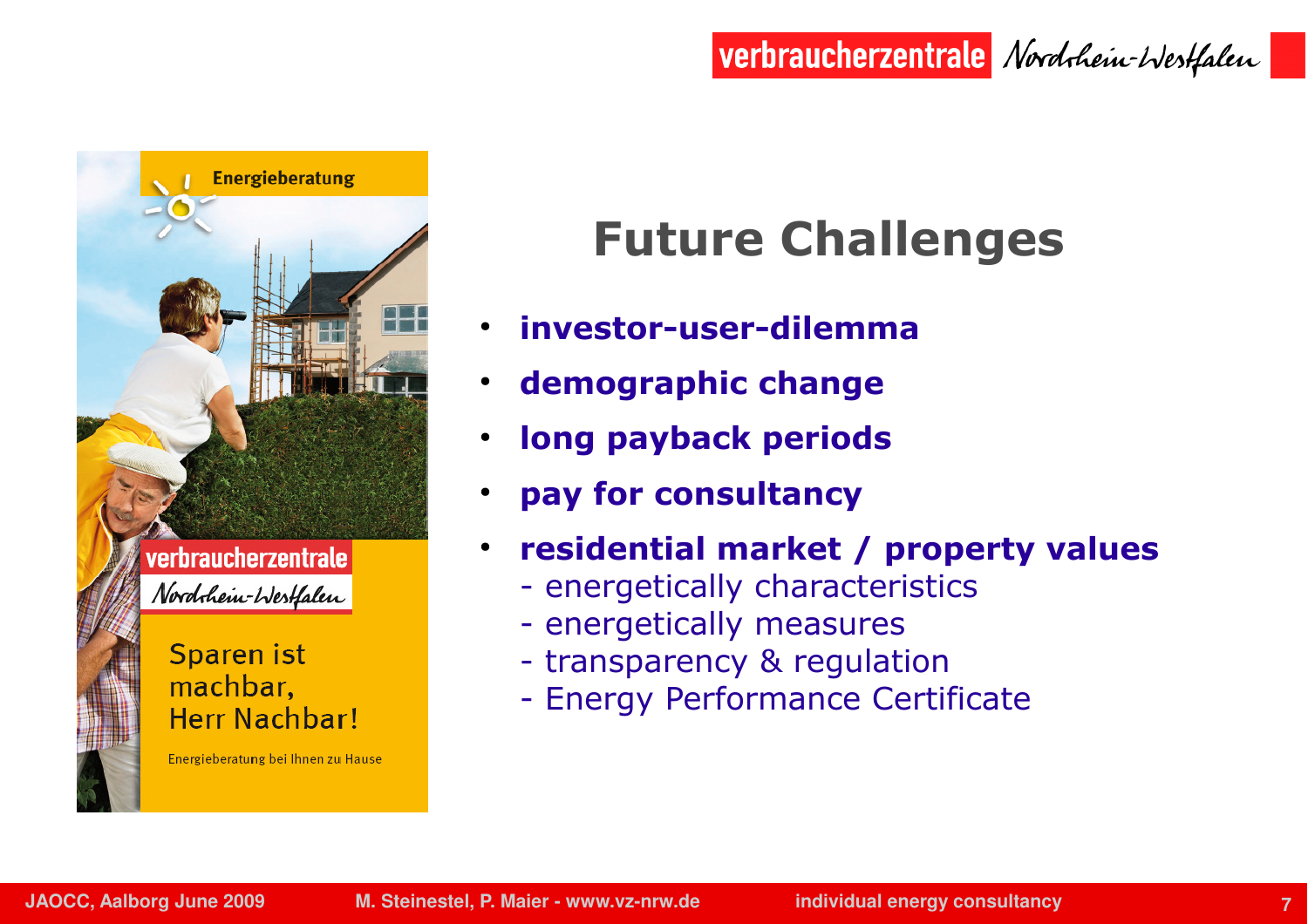# Future Challenges

- **investor-user-dilemma**
- **demographic change**
- **long payback periods**
- **pay for consultancy**
- **residential market / property values**
  - energetically characteristics
  - energetically measures
  - transparency & regulation
  - Energy Performance Certificate